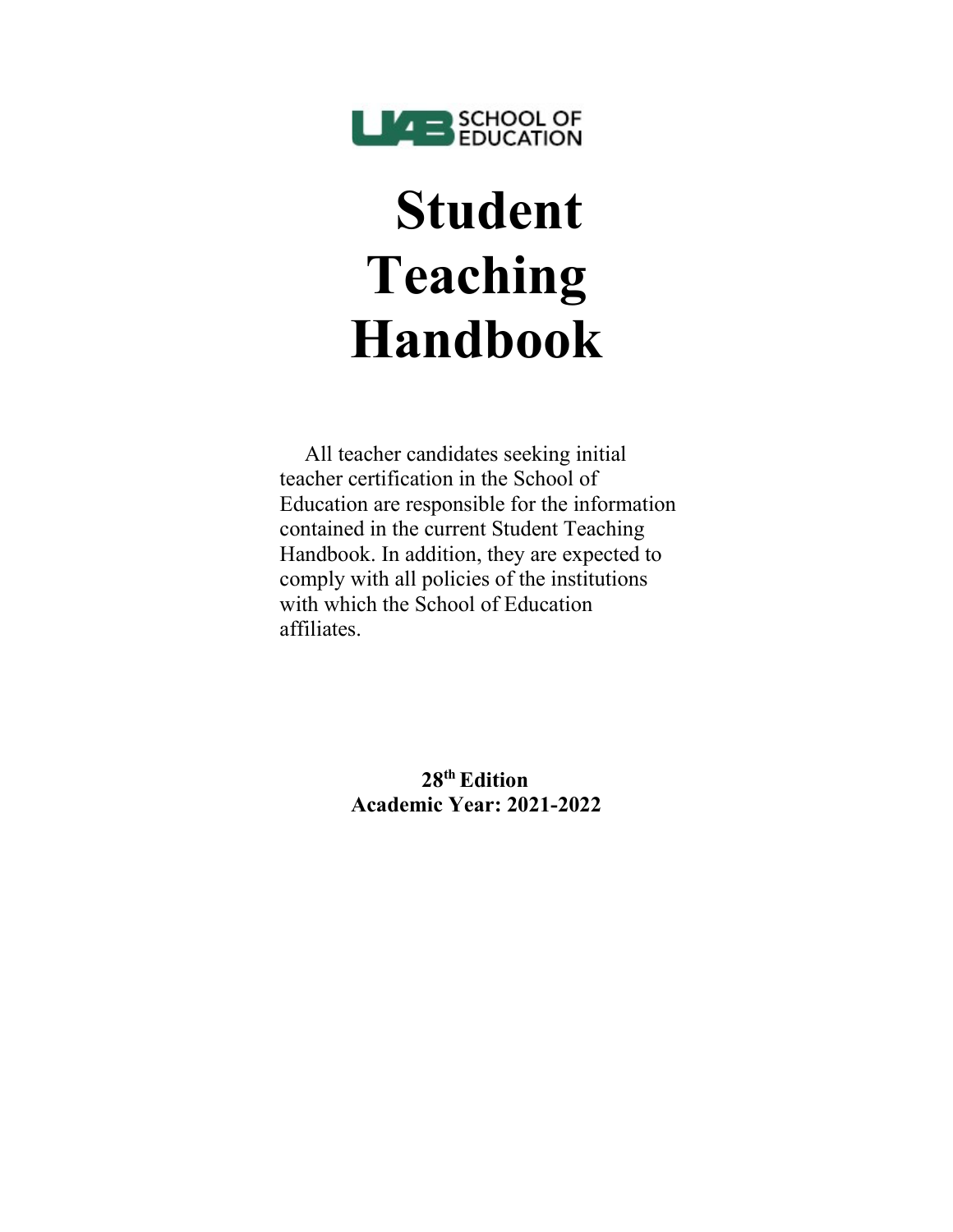UAB SCHOOL OF EDUCATION

# Student Teaching Handbook

All teacher candidates seeking initial teacher certification in the School of Education are responsible for the information contained in the current Student Teaching Handbook. In addition, they are expected to comply with all policies of the institutions with which the School of Education affiliates.

**28th Edition**
**Academic Year: 2021-2022**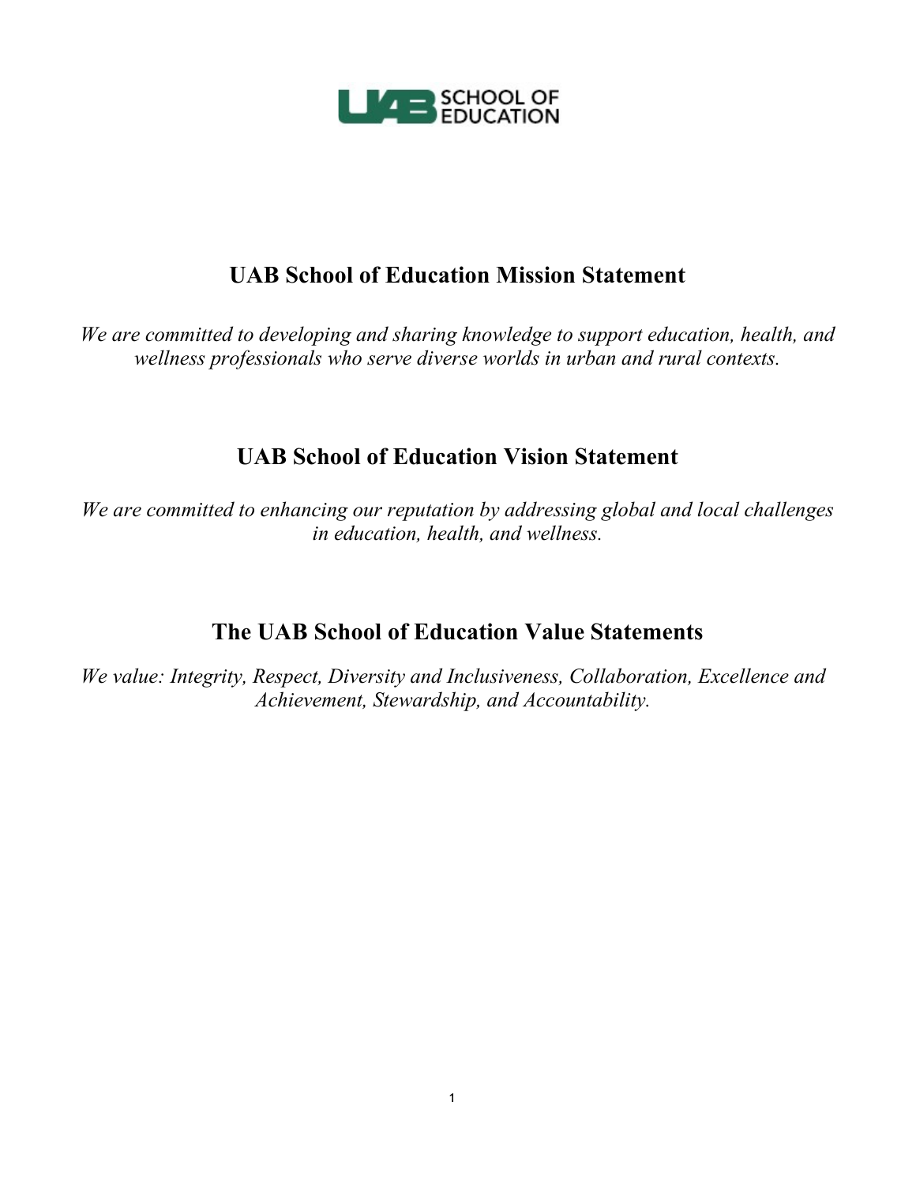UAB SCHOOL OF EDUCATION

## UAB School of Education Mission Statement

*We are committed to developing and sharing knowledge to support education, health, and wellness professionals who serve diverse worlds in urban and rural contexts.*

## UAB School of Education Vision Statement

*We are committed to enhancing our reputation by addressing global and local challenges in education, health, and wellness.*

## The UAB School of Education Value Statements

*We value: Integrity, Respect, Diversity and Inclusiveness, Collaboration, Excellence and Achievement, Stewardship, and Accountability.*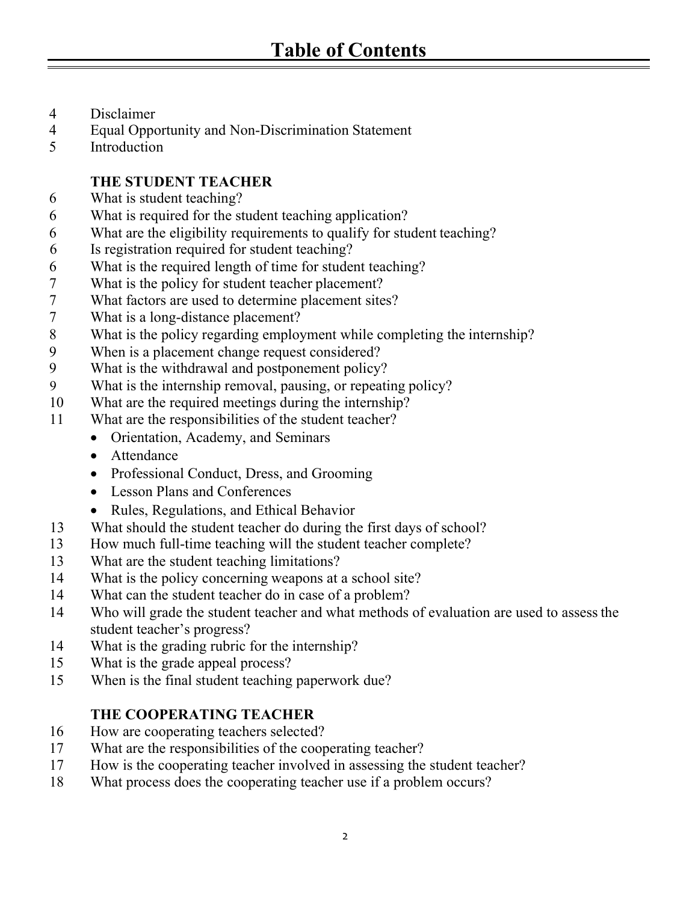# Table of Contents

4 Disclaimer
4 Equal Opportunity and Non-Discrimination Statement
5 Introduction

**THE STUDENT TEACHER**

6 What is student teaching?
6 What is required for the student teaching application?
6 What are the eligibility requirements to qualify for student teaching?
6 Is registration required for student teaching?
6 What is the required length of time for student teaching?
7 What is the policy for student teacher placement?
7 What factors are used to determine placement sites?
7 What is a long-distance placement?
8 What is the policy regarding employment while completing the internship?
9 When is a placement change request considered?
9 What is the withdrawal and postponement policy?
9 What is the internship removal, pausing, or repeating policy?
10 What are the required meetings during the internship?
11 What are the responsibilities of the student teacher?

- Orientation, Academy, and Seminars
- Attendance
- Professional Conduct, Dress, and Grooming
- Lesson Plans and Conferences
- Rules, Regulations, and Ethical Behavior

13 What should the student teacher do during the first days of school?
13 How much full-time teaching will the student teacher complete?
13 What are the student teaching limitations?
14 What is the policy concerning weapons at a school site?
14 What can the student teacher do in case of a problem?
14 Who will grade the student teacher and what methods of evaluation are used to assess the student teacher's progress?
14 What is the grading rubric for the internship?
15 What is the grade appeal process?
15 When is the final student teaching paperwork due?

**THE COOPERATING TEACHER**

16 How are cooperating teachers selected?
17 What are the responsibilities of the cooperating teacher?
17 How is the cooperating teacher involved in assessing the student teacher?
18 What process does the cooperating teacher use if a problem occurs?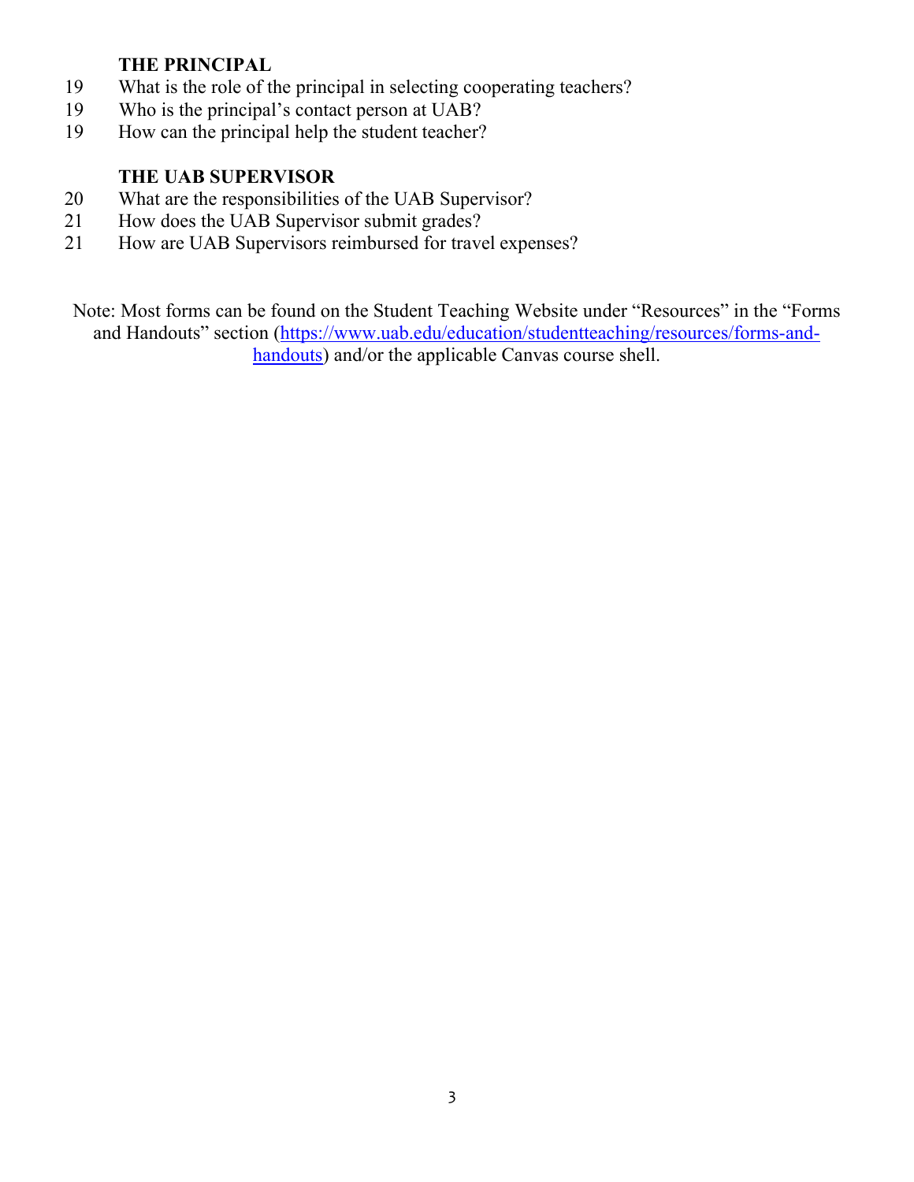### THE PRINCIPAL

19 What is the role of the principal in selecting cooperating teachers?
19 Who is the principal's contact person at UAB?
19 How can the principal help the student teacher?

### THE UAB SUPERVISOR

20 What are the responsibilities of the UAB Supervisor?
21 How does the UAB Supervisor submit grades?
21 How are UAB Supervisors reimbursed for travel expenses?

Note: Most forms can be found on the Student Teaching Website under "Resources" in the "Forms and Handouts" section (https://www.uab.edu/education/studentteaching/resources/forms-and-handouts) and/or the applicable Canvas course shell.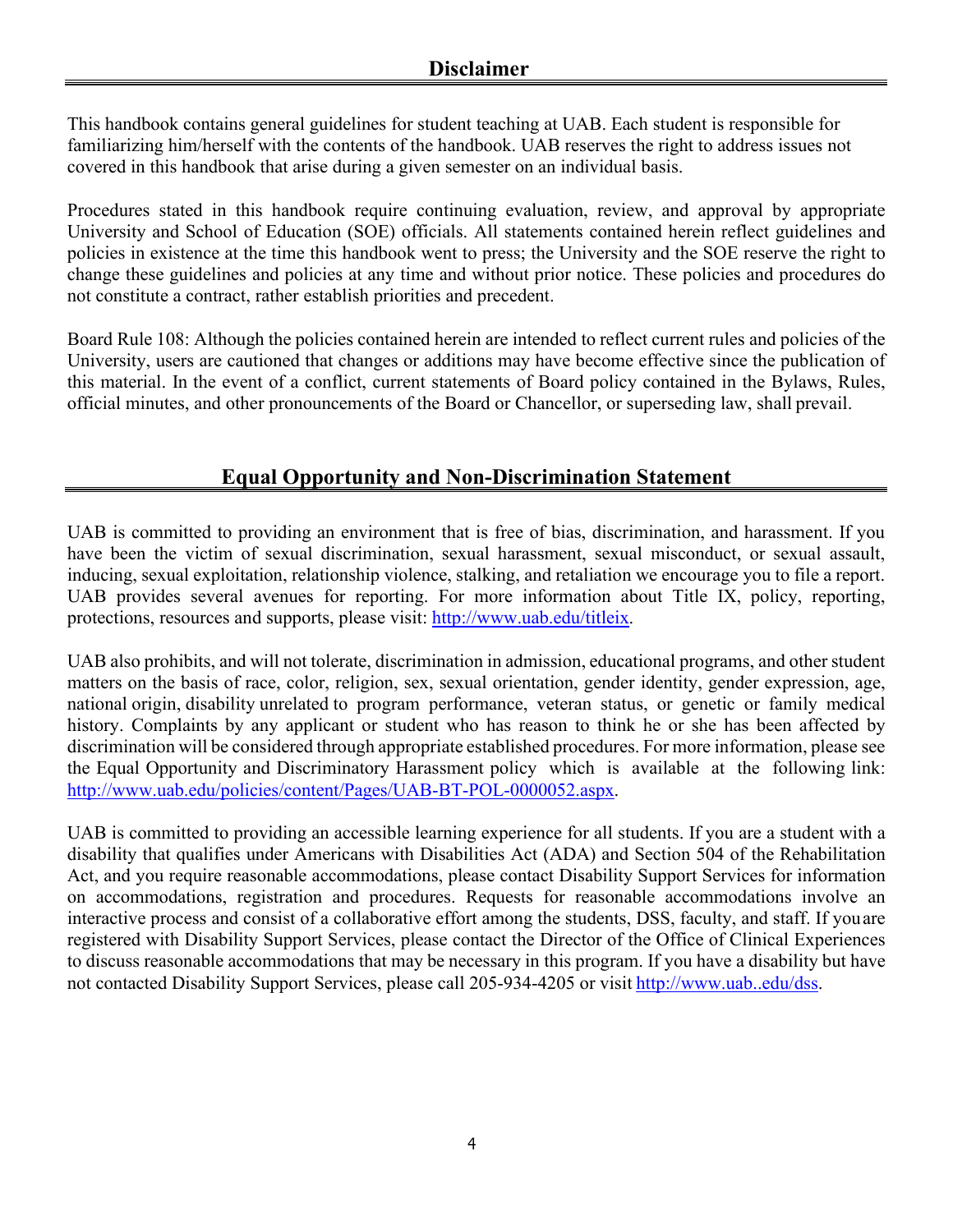## Disclaimer

This handbook contains general guidelines for student teaching at UAB. Each student is responsible for familiarizing him/herself with the contents of the handbook. UAB reserves the right to address issues not covered in this handbook that arise during a given semester on an individual basis.

Procedures stated in this handbook require continuing evaluation, review, and approval by appropriate University and School of Education (SOE) officials. All statements contained herein reflect guidelines and policies in existence at the time this handbook went to press; the University and the SOE reserve the right to change these guidelines and policies at any time and without prior notice. These policies and procedures do not constitute a contract, rather establish priorities and precedent.

Board Rule 108: Although the policies contained herein are intended to reflect current rules and policies of the University, users are cautioned that changes or additions may have become effective since the publication of this material. In the event of a conflict, current statements of Board policy contained in the Bylaws, Rules, official minutes, and other pronouncements of the Board or Chancellor, or superseding law, shall prevail.

## Equal Opportunity and Non-Discrimination Statement

UAB is committed to providing an environment that is free of bias, discrimination, and harassment. If you have been the victim of sexual discrimination, sexual harassment, sexual misconduct, or sexual assault, inducing, sexual exploitation, relationship violence, stalking, and retaliation we encourage you to file a report. UAB provides several avenues for reporting. For more information about Title IX, policy, reporting, protections, resources and supports, please visit: http://www.uab.edu/titleix.

UAB also prohibits, and will not tolerate, discrimination in admission, educational programs, and other student matters on the basis of race, color, religion, sex, sexual orientation, gender identity, gender expression, age, national origin, disability unrelated to program performance, veteran status, or genetic or family medical history. Complaints by any applicant or student who has reason to think he or she has been affected by discrimination will be considered through appropriate established procedures. For more information, please see the Equal Opportunity and Discriminatory Harassment policy which is available at the following link: http://www.uab.edu/policies/content/Pages/UAB-BT-POL-0000052.aspx.

UAB is committed to providing an accessible learning experience for all students. If you are a student with a disability that qualifies under Americans with Disabilities Act (ADA) and Section 504 of the Rehabilitation Act, and you require reasonable accommodations, please contact Disability Support Services for information on accommodations, registration and procedures. Requests for reasonable accommodations involve an interactive process and consist of a collaborative effort among the students, DSS, faculty, and staff. If you are registered with Disability Support Services, please contact the Director of the Office of Clinical Experiences to discuss reasonable accommodations that may be necessary in this program. If you have a disability but have not contacted Disability Support Services, please call 205-934-4205 or visit http://www.uab..edu/dss.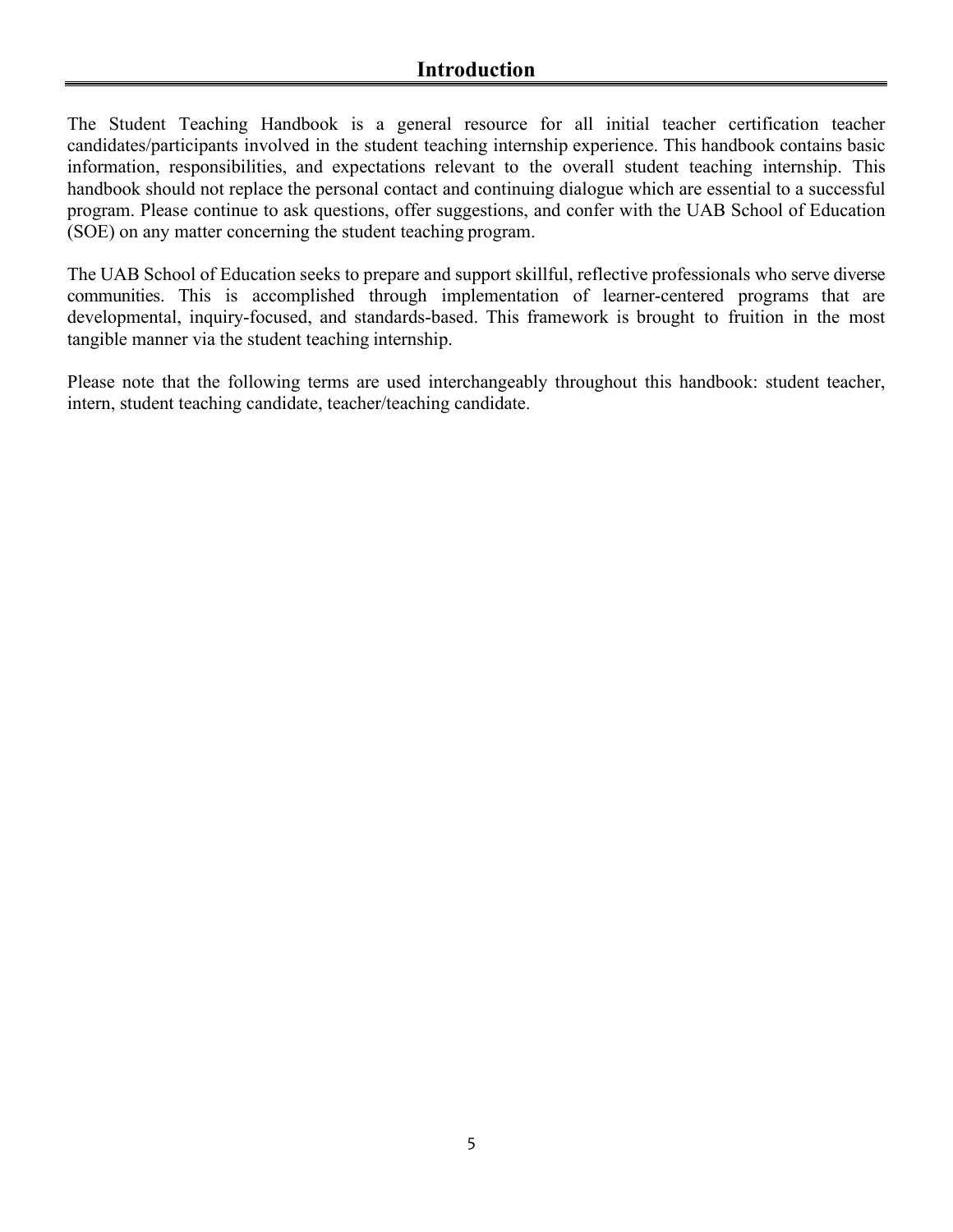## Introduction

The Student Teaching Handbook is a general resource for all initial teacher certification teacher candidates/participants involved in the student teaching internship experience. This handbook contains basic information, responsibilities, and expectations relevant to the overall student teaching internship. This handbook should not replace the personal contact and continuing dialogue which are essential to a successful program. Please continue to ask questions, offer suggestions, and confer with the UAB School of Education (SOE) on any matter concerning the student teaching program.

The UAB School of Education seeks to prepare and support skillful, reflective professionals who serve diverse communities. This is accomplished through implementation of learner-centered programs that are developmental, inquiry-focused, and standards-based. This framework is brought to fruition in the most tangible manner via the student teaching internship.

Please note that the following terms are used interchangeably throughout this handbook: student teacher, intern, student teaching candidate, teacher/teaching candidate.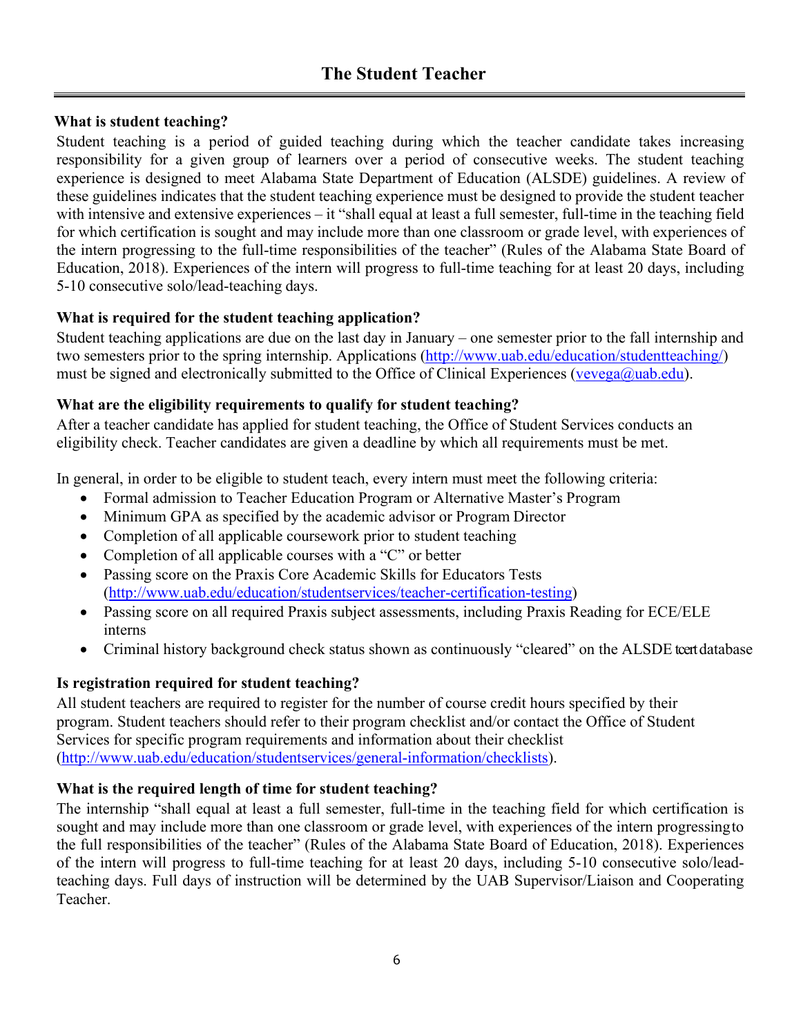# The Student Teacher

**What is student teaching?**

Student teaching is a period of guided teaching during which the teacher candidate takes increasing responsibility for a given group of learners over a period of consecutive weeks. The student teaching experience is designed to meet Alabama State Department of Education (ALSDE) guidelines. A review of these guidelines indicates that the student teaching experience must be designed to provide the student teacher with intensive and extensive experiences – it "shall equal at least a full semester, full-time in the teaching field for which certification is sought and may include more than one classroom or grade level, with experiences of the intern progressing to the full-time responsibilities of the teacher" (Rules of the Alabama State Board of Education, 2018). Experiences of the intern will progress to full-time teaching for at least 20 days, including 5-10 consecutive solo/lead-teaching days.

**What is required for the student teaching application?**

Student teaching applications are due on the last day in January – one semester prior to the fall internship and two semesters prior to the spring internship. Applications (http://www.uab.edu/education/studentteaching/) must be signed and electronically submitted to the Office of Clinical Experiences (vevega@uab.edu).

**What are the eligibility requirements to qualify for student teaching?**

After a teacher candidate has applied for student teaching, the Office of Student Services conducts an eligibility check. Teacher candidates are given a deadline by which all requirements must be met.

In general, in order to be eligible to student teach, every intern must meet the following criteria:

- Formal admission to Teacher Education Program or Alternative Master's Program
- Minimum GPA as specified by the academic advisor or Program Director
- Completion of all applicable coursework prior to student teaching
- Completion of all applicable courses with a "C" or better
- Passing score on the Praxis Core Academic Skills for Educators Tests (http://www.uab.edu/education/studentservices/teacher-certification-testing)
- Passing score on all required Praxis subject assessments, including Praxis Reading for ECE/ELE interns
- Criminal history background check status shown as continuously "cleared" on the ALSDE tcert database

**Is registration required for student teaching?**

All student teachers are required to register for the number of course credit hours specified by their program. Student teachers should refer to their program checklist and/or contact the Office of Student Services for specific program requirements and information about their checklist (http://www.uab.edu/education/studentservices/general-information/checklists).

**What is the required length of time for student teaching?**

The internship "shall equal at least a full semester, full-time in the teaching field for which certification is sought and may include more than one classroom or grade level, with experiences of the intern progressing to the full responsibilities of the teacher" (Rules of the Alabama State Board of Education, 2018). Experiences of the intern will progress to full-time teaching for at least 20 days, including 5-10 consecutive solo/lead-teaching days. Full days of instruction will be determined by the UAB Supervisor/Liaison and Cooperating Teacher.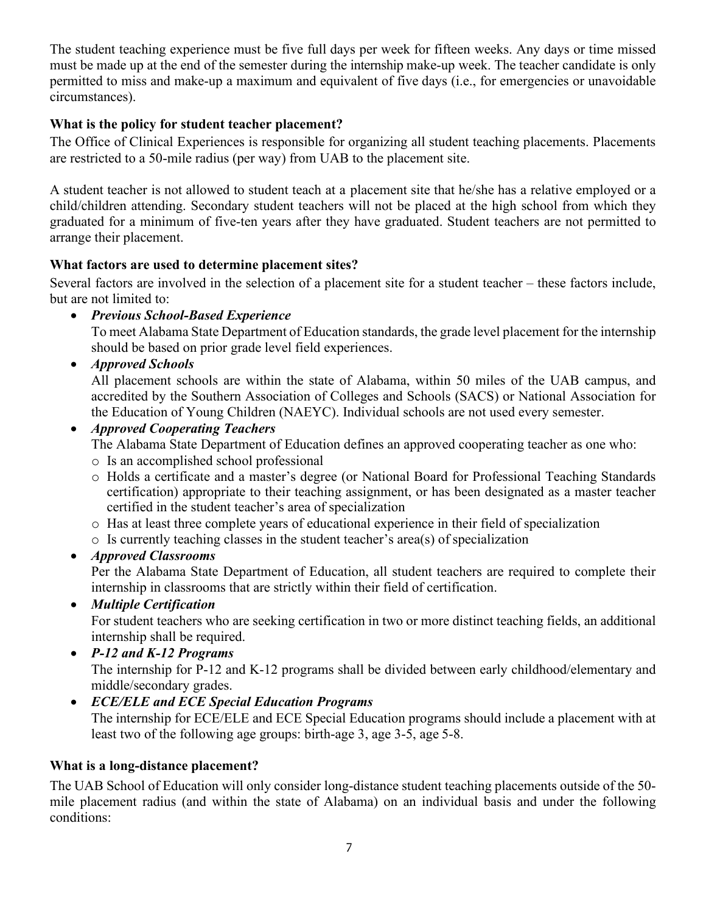The student teaching experience must be five full days per week for fifteen weeks. Any days or time missed must be made up at the end of the semester during the internship make-up week. The teacher candidate is only permitted to miss and make-up a maximum and equivalent of five days (i.e., for emergencies or unavoidable circumstances).

**What is the policy for student teacher placement?**

The Office of Clinical Experiences is responsible for organizing all student teaching placements. Placements are restricted to a 50-mile radius (per way) from UAB to the placement site.

A student teacher is not allowed to student teach at a placement site that he/she has a relative employed or a child/children attending. Secondary student teachers will not be placed at the high school from which they graduated for a minimum of five-ten years after they have graduated. Student teachers are not permitted to arrange their placement.

**What factors are used to determine placement sites?**

Several factors are involved in the selection of a placement site for a student teacher – these factors include, but are not limited to:

- ***Previous School-Based Experience***
  To meet Alabama State Department of Education standards, the grade level placement for the internship should be based on prior grade level field experiences.
- ***Approved Schools***
  All placement schools are within the state of Alabama, within 50 miles of the UAB campus, and accredited by the Southern Association of Colleges and Schools (SACS) or National Association for the Education of Young Children (NAEYC). Individual schools are not used every semester.
- ***Approved Cooperating Teachers***
  The Alabama State Department of Education defines an approved cooperating teacher as one who:
  - Is an accomplished school professional
  - Holds a certificate and a master's degree (or National Board for Professional Teaching Standards certification) appropriate to their teaching assignment, or has been designated as a master teacher certified in the student teacher's area of specialization
  - Has at least three complete years of educational experience in their field of specialization
  - Is currently teaching classes in the student teacher's area(s) of specialization
- ***Approved Classrooms***
  Per the Alabama State Department of Education, all student teachers are required to complete their internship in classrooms that are strictly within their field of certification.
- ***Multiple Certification***
  For student teachers who are seeking certification in two or more distinct teaching fields, an additional internship shall be required.
- ***P-12 and K-12 Programs***
  The internship for P-12 and K-12 programs shall be divided between early childhood/elementary and middle/secondary grades.
- ***ECE/ELE and ECE Special Education Programs***
  The internship for ECE/ELE and ECE Special Education programs should include a placement with at least two of the following age groups: birth-age 3, age 3-5, age 5-8.

**What is a long-distance placement?**

The UAB School of Education will only consider long-distance student teaching placements outside of the 50-mile placement radius (and within the state of Alabama) on an individual basis and under the following conditions: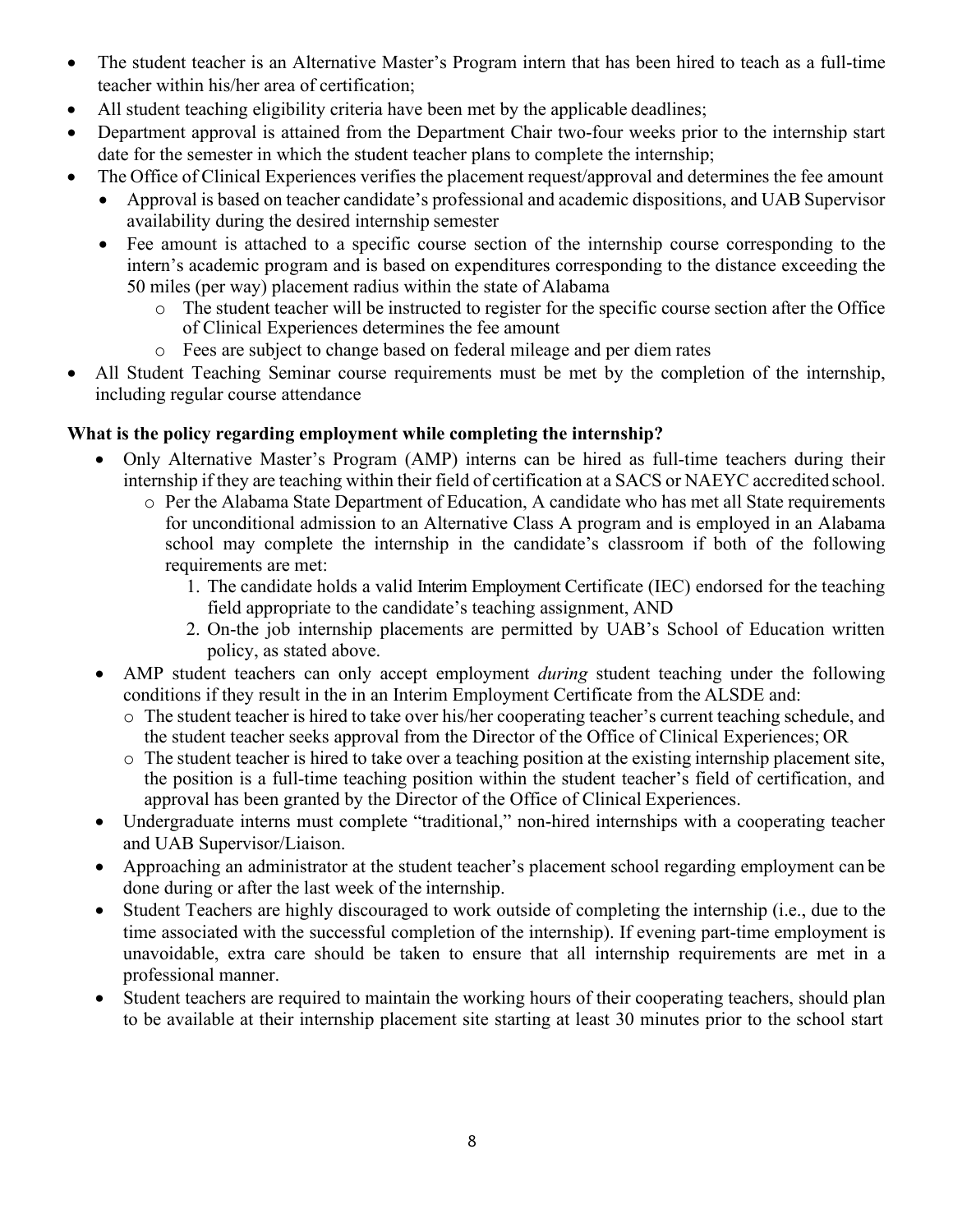- The student teacher is an Alternative Master's Program intern that has been hired to teach as a full-time teacher within his/her area of certification;
- All student teaching eligibility criteria have been met by the applicable deadlines;
- Department approval is attained from the Department Chair two-four weeks prior to the internship start date for the semester in which the student teacher plans to complete the internship;
- The Office of Clinical Experiences verifies the placement request/approval and determines the fee amount
  - Approval is based on teacher candidate's professional and academic dispositions, and UAB Supervisor availability during the desired internship semester
  - Fee amount is attached to a specific course section of the internship course corresponding to the intern's academic program and is based on expenditures corresponding to the distance exceeding the 50 miles (per way) placement radius within the state of Alabama
    - The student teacher will be instructed to register for the specific course section after the Office of Clinical Experiences determines the fee amount
    - Fees are subject to change based on federal mileage and per diem rates
- All Student Teaching Seminar course requirements must be met by the completion of the internship, including regular course attendance

**What is the policy regarding employment while completing the internship?**

- Only Alternative Master's Program (AMP) interns can be hired as full-time teachers during their internship if they are teaching within their field of certification at a SACS or NAEYC accredited school.
  - Per the Alabama State Department of Education, A candidate who has met all State requirements for unconditional admission to an Alternative Class A program and is employed in an Alabama school may complete the internship in the candidate's classroom if both of the following requirements are met:
    1. The candidate holds a valid Interim Employment Certificate (IEC) endorsed for the teaching field appropriate to the candidate's teaching assignment, AND
    2. On-the job internship placements are permitted by UAB's School of Education written policy, as stated above.
- AMP student teachers can only accept employment *during* student teaching under the following conditions if they result in the in an Interim Employment Certificate from the ALSDE and:
  - The student teacher is hired to take over his/her cooperating teacher's current teaching schedule, and the student teacher seeks approval from the Director of the Office of Clinical Experiences; OR
  - The student teacher is hired to take over a teaching position at the existing internship placement site, the position is a full-time teaching position within the student teacher's field of certification, and approval has been granted by the Director of the Office of Clinical Experiences.
- Undergraduate interns must complete "traditional," non-hired internships with a cooperating teacher and UAB Supervisor/Liaison.
- Approaching an administrator at the student teacher's placement school regarding employment can be done during or after the last week of the internship.
- Student Teachers are highly discouraged to work outside of completing the internship (i.e., due to the time associated with the successful completion of the internship). If evening part-time employment is unavoidable, extra care should be taken to ensure that all internship requirements are met in a professional manner.
- Student teachers are required to maintain the working hours of their cooperating teachers, should plan to be available at their internship placement site starting at least 30 minutes prior to the school start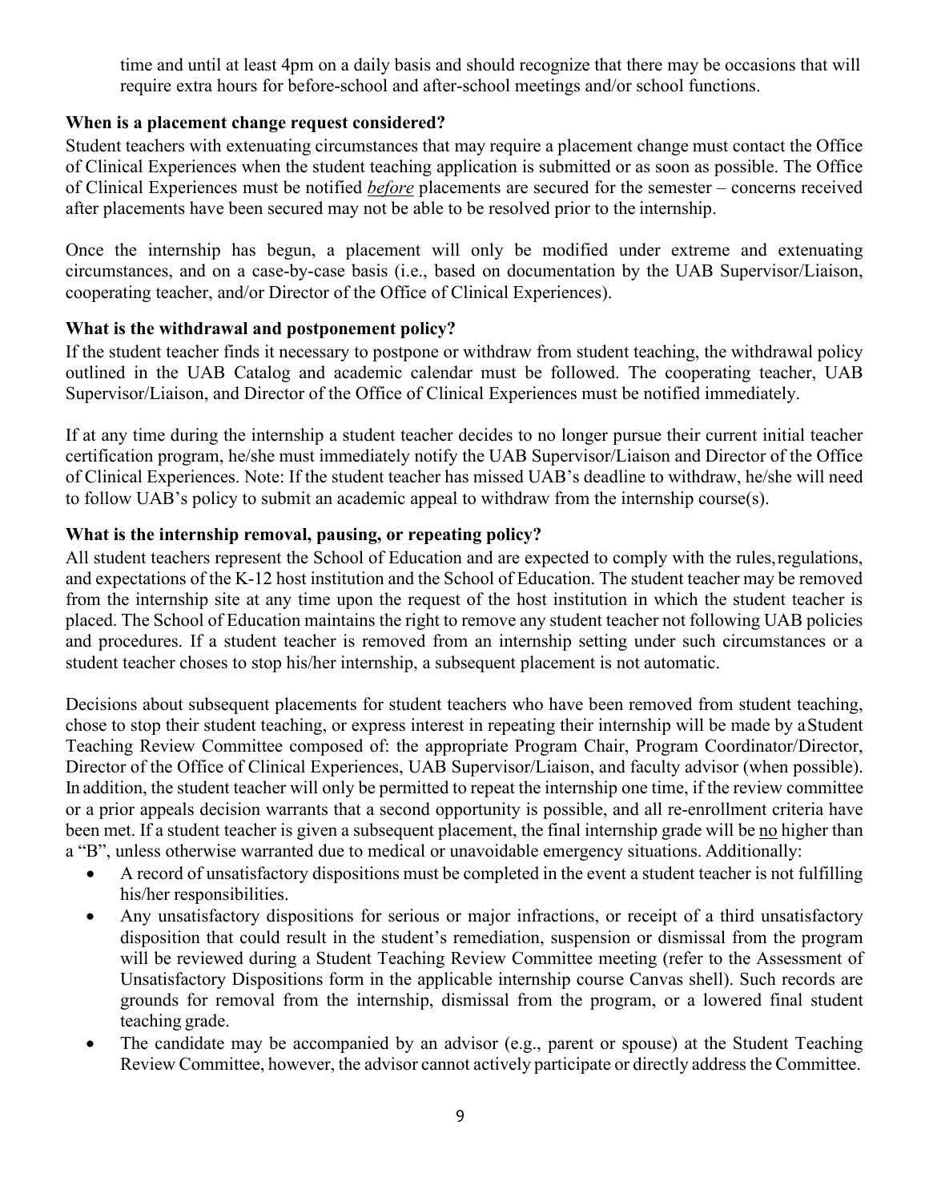time and until at least 4pm on a daily basis and should recognize that there may be occasions that will require extra hours for before-school and after-school meetings and/or school functions.

**When is a placement change request considered?**

Student teachers with extenuating circumstances that may require a placement change must contact the Office of Clinical Experiences when the student teaching application is submitted or as soon as possible. The Office of Clinical Experiences must be notified ***before*** placements are secured for the semester – concerns received after placements have been secured may not be able to be resolved prior to the internship.

Once the internship has begun, a placement will only be modified under extreme and extenuating circumstances, and on a case-by-case basis (i.e., based on documentation by the UAB Supervisor/Liaison, cooperating teacher, and/or Director of the Office of Clinical Experiences).

**What is the withdrawal and postponement policy?**

If the student teacher finds it necessary to postpone or withdraw from student teaching, the withdrawal policy outlined in the UAB Catalog and academic calendar must be followed. The cooperating teacher, UAB Supervisor/Liaison, and Director of the Office of Clinical Experiences must be notified immediately.

If at any time during the internship a student teacher decides to no longer pursue their current initial teacher certification program, he/she must immediately notify the UAB Supervisor/Liaison and Director of the Office of Clinical Experiences. Note: If the student teacher has missed UAB's deadline to withdraw, he/she will need to follow UAB's policy to submit an academic appeal to withdraw from the internship course(s).

**What is the internship removal, pausing, or repeating policy?**

All student teachers represent the School of Education and are expected to comply with the rules, regulations, and expectations of the K-12 host institution and the School of Education. The student teacher may be removed from the internship site at any time upon the request of the host institution in which the student teacher is placed. The School of Education maintains the right to remove any student teacher not following UAB policies and procedures. If a student teacher is removed from an internship setting under such circumstances or a student teacher choses to stop his/her internship, a subsequent placement is not automatic.

Decisions about subsequent placements for student teachers who have been removed from student teaching, chose to stop their student teaching, or express interest in repeating their internship will be made by a Student Teaching Review Committee composed of: the appropriate Program Chair, Program Coordinator/Director, Director of the Office of Clinical Experiences, UAB Supervisor/Liaison, and faculty advisor (when possible). In addition, the student teacher will only be permitted to repeat the internship one time, if the review committee or a prior appeals decision warrants that a second opportunity is possible, and all re-enrollment criteria have been met. If a student teacher is given a subsequent placement, the final internship grade will be <u>no</u> higher than a "B", unless otherwise warranted due to medical or unavoidable emergency situations. Additionally:

- A record of unsatisfactory dispositions must be completed in the event a student teacher is not fulfilling his/her responsibilities.
- Any unsatisfactory dispositions for serious or major infractions, or receipt of a third unsatisfactory disposition that could result in the student's remediation, suspension or dismissal from the program will be reviewed during a Student Teaching Review Committee meeting (refer to the Assessment of Unsatisfactory Dispositions form in the applicable internship course Canvas shell). Such records are grounds for removal from the internship, dismissal from the program, or a lowered final student teaching grade.
- The candidate may be accompanied by an advisor (e.g., parent or spouse) at the Student Teaching Review Committee, however, the advisor cannot actively participate or directly address the Committee.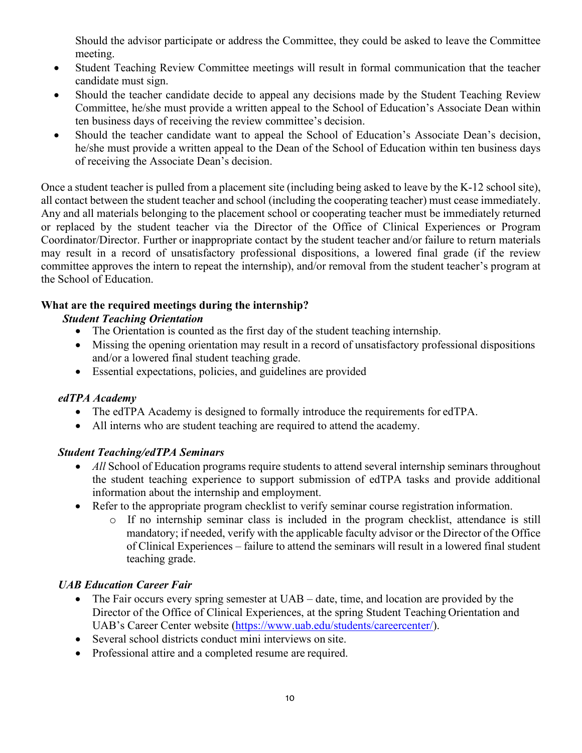Should the advisor participate or address the Committee, they could be asked to leave the Committee meeting.

- Student Teaching Review Committee meetings will result in formal communication that the teacher candidate must sign.
- Should the teacher candidate decide to appeal any decisions made by the Student Teaching Review Committee, he/she must provide a written appeal to the School of Education's Associate Dean within ten business days of receiving the review committee's decision.
- Should the teacher candidate want to appeal the School of Education's Associate Dean's decision, he/she must provide a written appeal to the Dean of the School of Education within ten business days of receiving the Associate Dean's decision.

Once a student teacher is pulled from a placement site (including being asked to leave by the K-12 school site), all contact between the student teacher and school (including the cooperating teacher) must cease immediately. Any and all materials belonging to the placement school or cooperating teacher must be immediately returned or replaced by the student teacher via the Director of the Office of Clinical Experiences or Program Coordinator/Director. Further or inappropriate contact by the student teacher and/or failure to return materials may result in a record of unsatisfactory professional dispositions, a lowered final grade (if the review committee approves the intern to repeat the internship), and/or removal from the student teacher's program at the School of Education.

**What are the required meetings during the internship?**

***Student Teaching Orientation***

- The Orientation is counted as the first day of the student teaching internship.
- Missing the opening orientation may result in a record of unsatisfactory professional dispositions and/or a lowered final student teaching grade.
- Essential expectations, policies, and guidelines are provided

***edTPA Academy***

- The edTPA Academy is designed to formally introduce the requirements for edTPA.
- All interns who are student teaching are required to attend the academy.

***Student Teaching/edTPA Seminars***

- *All* School of Education programs require students to attend several internship seminars throughout the student teaching experience to support submission of edTPA tasks and provide additional information about the internship and employment.
- Refer to the appropriate program checklist to verify seminar course registration information.
    - If no internship seminar class is included in the program checklist, attendance is still mandatory; if needed, verify with the applicable faculty advisor or the Director of the Office of Clinical Experiences – failure to attend the seminars will result in a lowered final student teaching grade.

***UAB Education Career Fair***

- The Fair occurs every spring semester at UAB – date, time, and location are provided by the Director of the Office of Clinical Experiences, at the spring Student Teaching Orientation and UAB's Career Center website (https://www.uab.edu/students/careercenter/).
- Several school districts conduct mini interviews on site.
- Professional attire and a completed resume are required.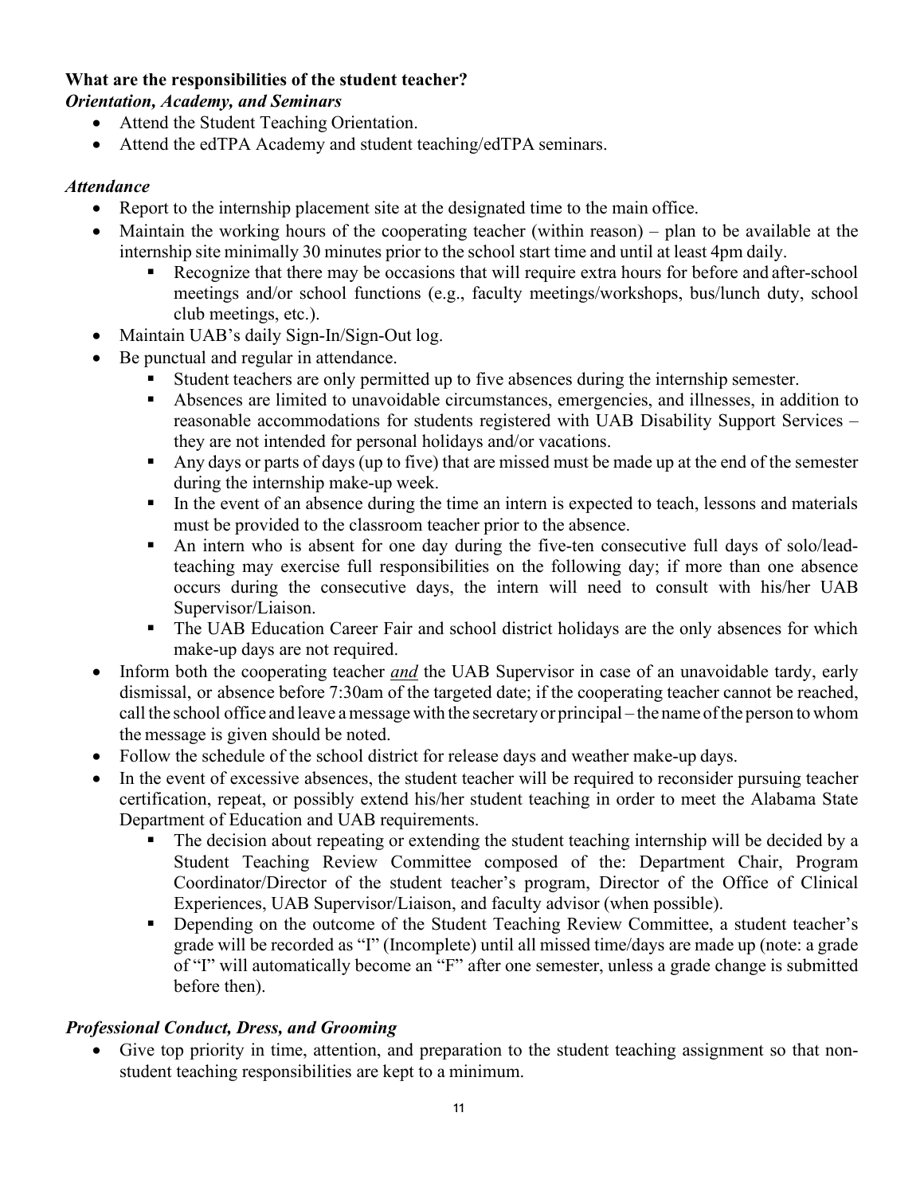**What are the responsibilities of the student teacher?**

***Orientation, Academy, and Seminars***

- Attend the Student Teaching Orientation.
- Attend the edTPA Academy and student teaching/edTPA seminars.

***Attendance***

- Report to the internship placement site at the designated time to the main office.
- Maintain the working hours of the cooperating teacher (within reason) – plan to be available at the internship site minimally 30 minutes prior to the school start time and until at least 4pm daily.
  - Recognize that there may be occasions that will require extra hours for before and after-school meetings and/or school functions (e.g., faculty meetings/workshops, bus/lunch duty, school club meetings, etc.).
- Maintain UAB's daily Sign-In/Sign-Out log.
- Be punctual and regular in attendance.
  - Student teachers are only permitted up to five absences during the internship semester.
  - Absences are limited to unavoidable circumstances, emergencies, and illnesses, in addition to reasonable accommodations for students registered with UAB Disability Support Services – they are not intended for personal holidays and/or vacations.
  - Any days or parts of days (up to five) that are missed must be made up at the end of the semester during the internship make-up week.
  - In the event of an absence during the time an intern is expected to teach, lessons and materials must be provided to the classroom teacher prior to the absence.
  - An intern who is absent for one day during the five-ten consecutive full days of solo/lead-teaching may exercise full responsibilities on the following day; if more than one absence occurs during the consecutive days, the intern will need to consult with his/her UAB Supervisor/Liaison.
  - The UAB Education Career Fair and school district holidays are the only absences for which make-up days are not required.
- Inform both the cooperating teacher ***and*** the UAB Supervisor in case of an unavoidable tardy, early dismissal, or absence before 7:30am of the targeted date; if the cooperating teacher cannot be reached, call the school office and leave a message with the secretary or principal – the name of the person to whom the message is given should be noted.
- Follow the schedule of the school district for release days and weather make-up days.
- In the event of excessive absences, the student teacher will be required to reconsider pursuing teacher certification, repeat, or possibly extend his/her student teaching in order to meet the Alabama State Department of Education and UAB requirements.
  - The decision about repeating or extending the student teaching internship will be decided by a Student Teaching Review Committee composed of the: Department Chair, Program Coordinator/Director of the student teacher's program, Director of the Office of Clinical Experiences, UAB Supervisor/Liaison, and faculty advisor (when possible).
  - Depending on the outcome of the Student Teaching Review Committee, a student teacher's grade will be recorded as "I" (Incomplete) until all missed time/days are made up (note: a grade of "I" will automatically become an "F" after one semester, unless a grade change is submitted before then).

***Professional Conduct, Dress, and Grooming***

- Give top priority in time, attention, and preparation to the student teaching assignment so that non-student teaching responsibilities are kept to a minimum.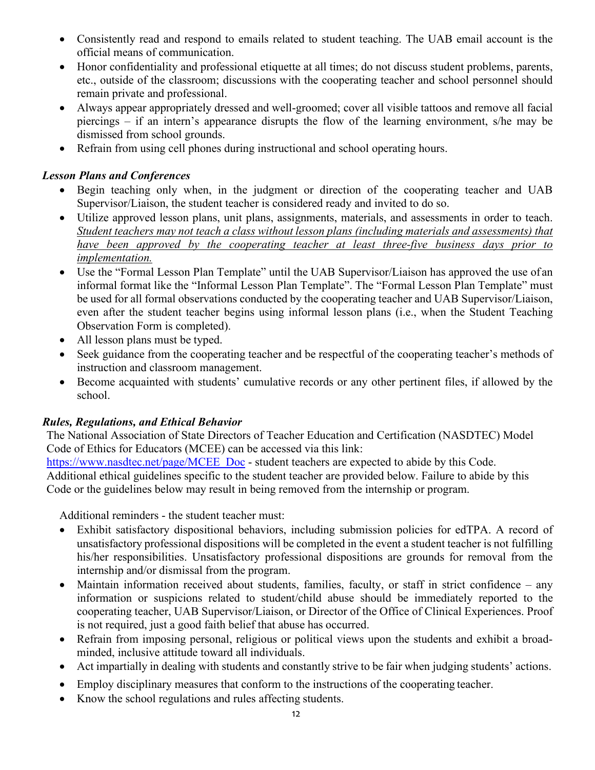- Consistently read and respond to emails related to student teaching. The UAB email account is the official means of communication.
- Honor confidentiality and professional etiquette at all times; do not discuss student problems, parents, etc., outside of the classroom; discussions with the cooperating teacher and school personnel should remain private and professional.
- Always appear appropriately dressed and well-groomed; cover all visible tattoos and remove all facial piercings – if an intern's appearance disrupts the flow of the learning environment, s/he may be dismissed from school grounds.
- Refrain from using cell phones during instructional and school operating hours.

***Lesson Plans and Conferences***

- Begin teaching only when, in the judgment or direction of the cooperating teacher and UAB Supervisor/Liaison, the student teacher is considered ready and invited to do so.
- Utilize approved lesson plans, unit plans, assignments, materials, and assessments in order to teach. *Student teachers may not teach a class without lesson plans (including materials and assessments) that have been approved by the cooperating teacher at least three-five business days prior to implementation.*
- Use the "Formal Lesson Plan Template" until the UAB Supervisor/Liaison has approved the use of an informal format like the "Informal Lesson Plan Template". The "Formal Lesson Plan Template" must be used for all formal observations conducted by the cooperating teacher and UAB Supervisor/Liaison, even after the student teacher begins using informal lesson plans (i.e., when the Student Teaching Observation Form is completed).
- All lesson plans must be typed.
- Seek guidance from the cooperating teacher and be respectful of the cooperating teacher's methods of instruction and classroom management.
- Become acquainted with students' cumulative records or any other pertinent files, if allowed by the school.

***Rules, Regulations, and Ethical Behavior***

The National Association of State Directors of Teacher Education and Certification (NASDTEC) Model Code of Ethics for Educators (MCEE) can be accessed via this link: [https://www.nasdtec.net/page/MCEE_Doc](https://www.nasdtec.net/page/MCEE_Doc) - student teachers are expected to abide by this Code. Additional ethical guidelines specific to the student teacher are provided below. Failure to abide by this Code or the guidelines below may result in being removed from the internship or program.

Additional reminders - the student teacher must:

- Exhibit satisfactory dispositional behaviors, including submission policies for edTPA. A record of unsatisfactory professional dispositions will be completed in the event a student teacher is not fulfilling his/her responsibilities. Unsatisfactory professional dispositions are grounds for removal from the internship and/or dismissal from the program.
- Maintain information received about students, families, faculty, or staff in strict confidence – any information or suspicions related to student/child abuse should be immediately reported to the cooperating teacher, UAB Supervisor/Liaison, or Director of the Office of Clinical Experiences. Proof is not required, just a good faith belief that abuse has occurred.
- Refrain from imposing personal, religious or political views upon the students and exhibit a broad-minded, inclusive attitude toward all individuals.
- Act impartially in dealing with students and constantly strive to be fair when judging students' actions.
- Employ disciplinary measures that conform to the instructions of the cooperating teacher.
- Know the school regulations and rules affecting students.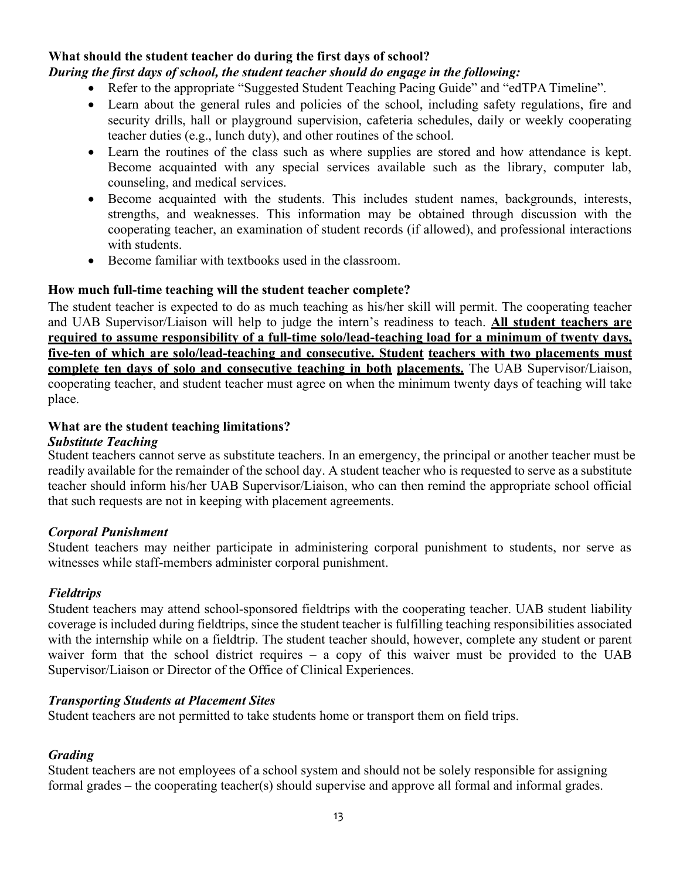**What should the student teacher do during the first days of school?**

***During the first days of school, the student teacher should do engage in the following:***

- Refer to the appropriate "Suggested Student Teaching Pacing Guide" and "edTPA Timeline".
- Learn about the general rules and policies of the school, including safety regulations, fire and security drills, hall or playground supervision, cafeteria schedules, daily or weekly cooperating teacher duties (e.g., lunch duty), and other routines of the school.
- Learn the routines of the class such as where supplies are stored and how attendance is kept. Become acquainted with any special services available such as the library, computer lab, counseling, and medical services.
- Become acquainted with the students. This includes student names, backgrounds, interests, strengths, and weaknesses. This information may be obtained through discussion with the cooperating teacher, an examination of student records (if allowed), and professional interactions with students.
- Become familiar with textbooks used in the classroom.

**How much full-time teaching will the student teacher complete?**

The student teacher is expected to do as much teaching as his/her skill will permit. The cooperating teacher and UAB Supervisor/Liaison will help to judge the intern's readiness to teach. **<u>All student teachers are required to assume responsibility of a full-time solo/lead-teaching load for a minimum of twenty days, five-ten of which are solo/lead-teaching and consecutive. Student teachers with two placements must complete ten days of solo and consecutive teaching in both placements.</u>** The UAB Supervisor/Liaison, cooperating teacher, and student teacher must agree on when the minimum twenty days of teaching will take place.

**What are the student teaching limitations?**

***Substitute Teaching***

Student teachers cannot serve as substitute teachers. In an emergency, the principal or another teacher must be readily available for the remainder of the school day. A student teacher who is requested to serve as a substitute teacher should inform his/her UAB Supervisor/Liaison, who can then remind the appropriate school official that such requests are not in keeping with placement agreements.

***Corporal Punishment***

Student teachers may neither participate in administering corporal punishment to students, nor serve as witnesses while staff-members administer corporal punishment.

***Fieldtrips***

Student teachers may attend school-sponsored fieldtrips with the cooperating teacher. UAB student liability coverage is included during fieldtrips, since the student teacher is fulfilling teaching responsibilities associated with the internship while on a fieldtrip. The student teacher should, however, complete any student or parent waiver form that the school district requires – a copy of this waiver must be provided to the UAB Supervisor/Liaison or Director of the Office of Clinical Experiences.

***Transporting Students at Placement Sites***

Student teachers are not permitted to take students home or transport them on field trips.

***Grading***

Student teachers are not employees of a school system and should not be solely responsible for assigning formal grades – the cooperating teacher(s) should supervise and approve all formal and informal grades.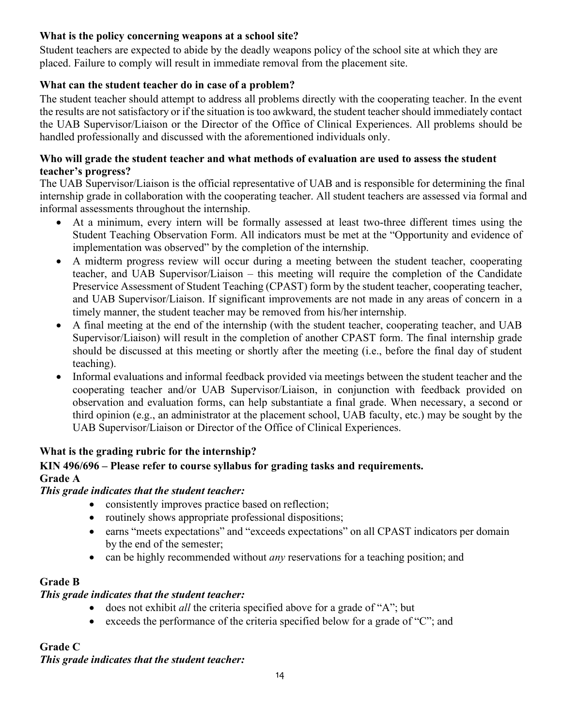**What is the policy concerning weapons at a school site?**

Student teachers are expected to abide by the deadly weapons policy of the school site at which they are placed. Failure to comply will result in immediate removal from the placement site.

**What can the student teacher do in case of a problem?**

The student teacher should attempt to address all problems directly with the cooperating teacher. In the event the results are not satisfactory or if the situation is too awkward, the student teacher should immediately contact the UAB Supervisor/Liaison or the Director of the Office of Clinical Experiences. All problems should be handled professionally and discussed with the aforementioned individuals only.

**Who will grade the student teacher and what methods of evaluation are used to assess the student teacher's progress?**

The UAB Supervisor/Liaison is the official representative of UAB and is responsible for determining the final internship grade in collaboration with the cooperating teacher. All student teachers are assessed via formal and informal assessments throughout the internship.

- At a minimum, every intern will be formally assessed at least two-three different times using the Student Teaching Observation Form. All indicators must be met at the "Opportunity and evidence of implementation was observed" by the completion of the internship.
- A midterm progress review will occur during a meeting between the student teacher, cooperating teacher, and UAB Supervisor/Liaison – this meeting will require the completion of the Candidate Preservice Assessment of Student Teaching (CPAST) form by the student teacher, cooperating teacher, and UAB Supervisor/Liaison. If significant improvements are not made in any areas of concern in a timely manner, the student teacher may be removed from his/her internship.
- A final meeting at the end of the internship (with the student teacher, cooperating teacher, and UAB Supervisor/Liaison) will result in the completion of another CPAST form. The final internship grade should be discussed at this meeting or shortly after the meeting (i.e., before the final day of student teaching).
- Informal evaluations and informal feedback provided via meetings between the student teacher and the cooperating teacher and/or UAB Supervisor/Liaison, in conjunction with feedback provided on observation and evaluation forms, can help substantiate a final grade. When necessary, a second or third opinion (e.g., an administrator at the placement school, UAB faculty, etc.) may be sought by the UAB Supervisor/Liaison or Director of the Office of Clinical Experiences.

**What is the grading rubric for the internship?**

**KIN 496/696 – Please refer to course syllabus for grading tasks and requirements.**

**Grade A**

***This grade indicates that the student teacher:***

- consistently improves practice based on reflection;
- routinely shows appropriate professional dispositions;
- earns "meets expectations" and "exceeds expectations" on all CPAST indicators per domain by the end of the semester;
- can be highly recommended without *any* reservations for a teaching position; and

**Grade B**

***This grade indicates that the student teacher:***

- does not exhibit *all* the criteria specified above for a grade of "A"; but
- exceeds the performance of the criteria specified below for a grade of "C"; and

**Grade C**

***This grade indicates that the student teacher:***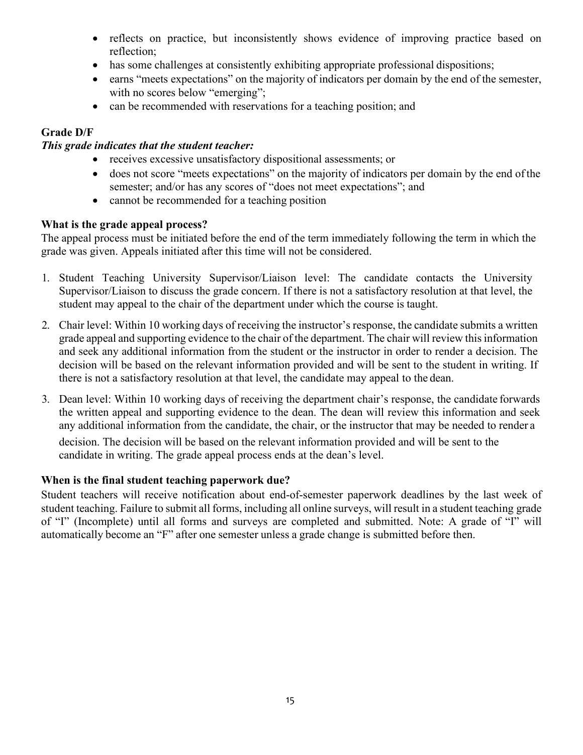- reflects on practice, but inconsistently shows evidence of improving practice based on reflection;
- has some challenges at consistently exhibiting appropriate professional dispositions;
- earns "meets expectations" on the majority of indicators per domain by the end of the semester, with no scores below "emerging";
- can be recommended with reservations for a teaching position; and

**Grade D/F**

***This grade indicates that the student teacher:***

- receives excessive unsatisfactory dispositional assessments; or
- does not score "meets expectations" on the majority of indicators per domain by the end of the semester; and/or has any scores of "does not meet expectations"; and
- cannot be recommended for a teaching position

**What is the grade appeal process?**

The appeal process must be initiated before the end of the term immediately following the term in which the grade was given. Appeals initiated after this time will not be considered.

1. Student Teaching University Supervisor/Liaison level: The candidate contacts the University Supervisor/Liaison to discuss the grade concern. If there is not a satisfactory resolution at that level, the student may appeal to the chair of the department under which the course is taught.
2. Chair level: Within 10 working days of receiving the instructor's response, the candidate submits a written grade appeal and supporting evidence to the chair of the department. The chair will review this information and seek any additional information from the student or the instructor in order to render a decision. The decision will be based on the relevant information provided and will be sent to the student in writing. If there is not a satisfactory resolution at that level, the candidate may appeal to the dean.
3. Dean level: Within 10 working days of receiving the department chair's response, the candidate forwards the written appeal and supporting evidence to the dean. The dean will review this information and seek any additional information from the candidate, the chair, or the instructor that may be needed to render a decision. The decision will be based on the relevant information provided and will be sent to the candidate in writing. The grade appeal process ends at the dean's level.

**When is the final student teaching paperwork due?**

Student teachers will receive notification about end-of-semester paperwork deadlines by the last week of student teaching. Failure to submit all forms, including all online surveys, will result in a student teaching grade of "I" (Incomplete) until all forms and surveys are completed and submitted. Note: A grade of "I" will automatically become an "F" after one semester unless a grade change is submitted before then.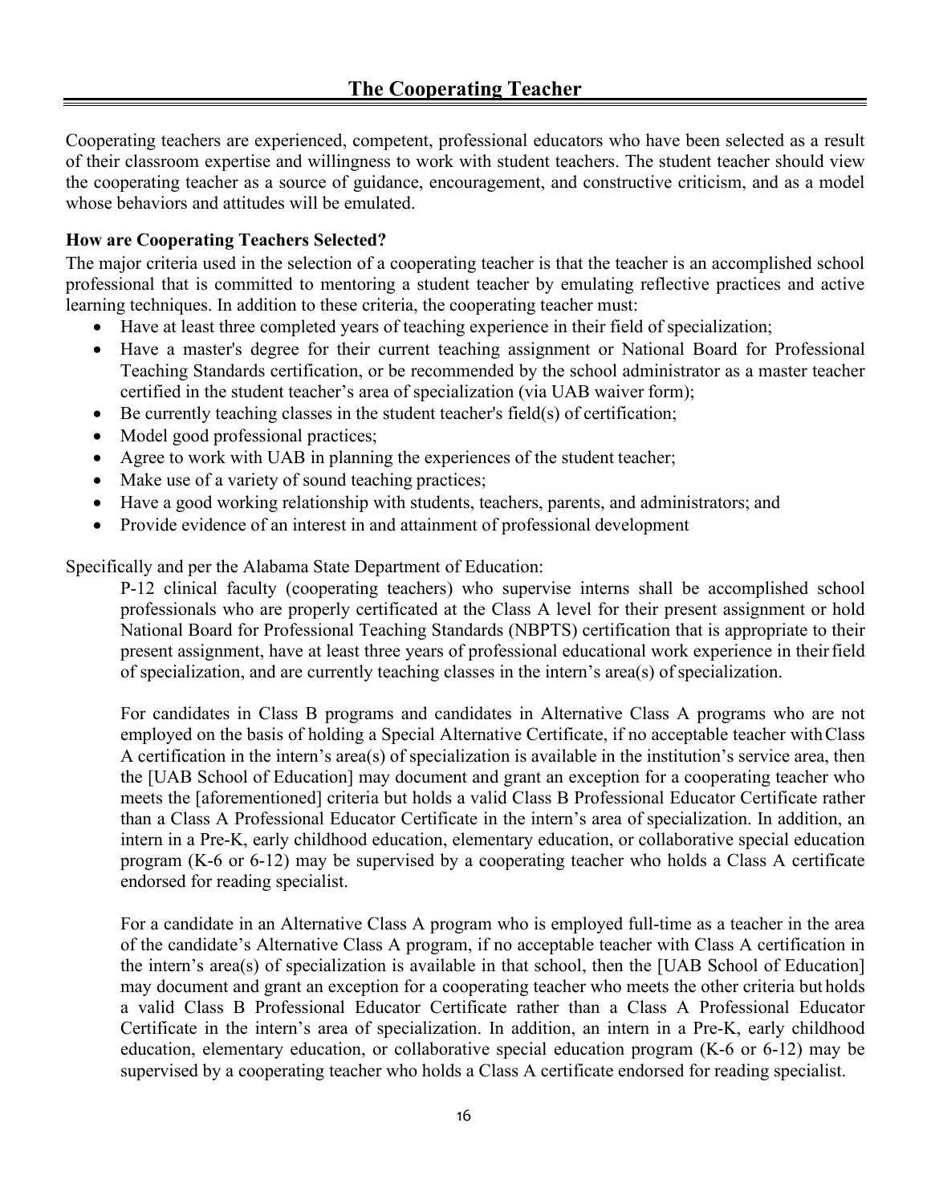# The Cooperating Teacher

Cooperating teachers are experienced, competent, professional educators who have been selected as a result of their classroom expertise and willingness to work with student teachers. The student teacher should view the cooperating teacher as a source of guidance, encouragement, and constructive criticism, and as a model whose behaviors and attitudes will be emulated.

**How are Cooperating Teachers Selected?**

The major criteria used in the selection of a cooperating teacher is that the teacher is an accomplished school professional that is committed to mentoring a student teacher by emulating reflective practices and active learning techniques. In addition to these criteria, the cooperating teacher must:

- Have at least three completed years of teaching experience in their field of specialization;
- Have a master's degree for their current teaching assignment or National Board for Professional Teaching Standards certification, or be recommended by the school administrator as a master teacher certified in the student teacher's area of specialization (via UAB waiver form);
- Be currently teaching classes in the student teacher's field(s) of certification;
- Model good professional practices;
- Agree to work with UAB in planning the experiences of the student teacher;
- Make use of a variety of sound teaching practices;
- Have a good working relationship with students, teachers, parents, and administrators; and
- Provide evidence of an interest in and attainment of professional development

Specifically and per the Alabama State Department of Education:

> P-12 clinical faculty (cooperating teachers) who supervise interns shall be accomplished school professionals who are properly certificated at the Class A level for their present assignment or hold National Board for Professional Teaching Standards (NBPTS) certification that is appropriate to their present assignment, have at least three years of professional educational work experience in their field of specialization, and are currently teaching classes in the intern's area(s) of specialization.
>
> For candidates in Class B programs and candidates in Alternative Class A programs who are not employed on the basis of holding a Special Alternative Certificate, if no acceptable teacher with Class A certification in the intern's area(s) of specialization is available in the institution's service area, then the [UAB School of Education] may document and grant an exception for a cooperating teacher who meets the [aforementioned] criteria but holds a valid Class B Professional Educator Certificate rather than a Class A Professional Educator Certificate in the intern's area of specialization. In addition, an intern in a Pre-K, early childhood education, elementary education, or collaborative special education program (K-6 or 6-12) may be supervised by a cooperating teacher who holds a Class A certificate endorsed for reading specialist.
>
> For a candidate in an Alternative Class A program who is employed full-time as a teacher in the area of the candidate's Alternative Class A program, if no acceptable teacher with Class A certification in the intern's area(s) of specialization is available in that school, then the [UAB School of Education] may document and grant an exception for a cooperating teacher who meets the other criteria but holds a valid Class B Professional Educator Certificate rather than a Class A Professional Educator Certificate in the intern's area of specialization. In addition, an intern in a Pre-K, early childhood education, elementary education, or collaborative special education program (K-6 or 6-12) may be supervised by a cooperating teacher who holds a Class A certificate endorsed for reading specialist.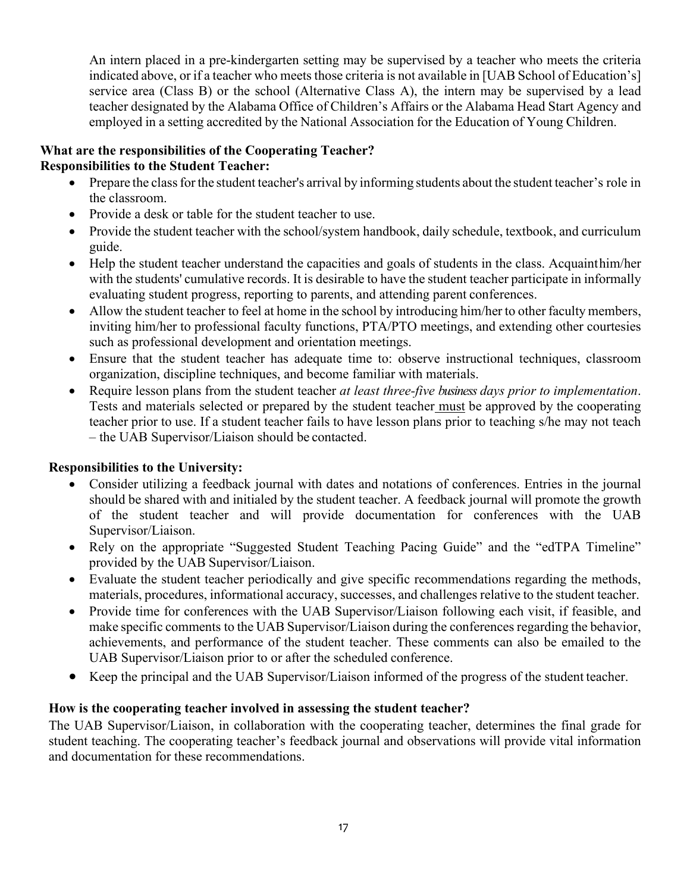An intern placed in a pre-kindergarten setting may be supervised by a teacher who meets the criteria indicated above, or if a teacher who meets those criteria is not available in [UAB School of Education's] service area (Class B) or the school (Alternative Class A), the intern may be supervised by a lead teacher designated by the Alabama Office of Children's Affairs or the Alabama Head Start Agency and employed in a setting accredited by the National Association for the Education of Young Children.

**What are the responsibilities of the Cooperating Teacher?**
**Responsibilities to the Student Teacher:**

- Prepare the class for the student teacher's arrival by informing students about the student teacher's role in the classroom.
- Provide a desk or table for the student teacher to use.
- Provide the student teacher with the school/system handbook, daily schedule, textbook, and curriculum guide.
- Help the student teacher understand the capacities and goals of students in the class. Acquaint him/her with the students' cumulative records. It is desirable to have the student teacher participate in informally evaluating student progress, reporting to parents, and attending parent conferences.
- Allow the student teacher to feel at home in the school by introducing him/her to other faculty members, inviting him/her to professional faculty functions, PTA/PTO meetings, and extending other courtesies such as professional development and orientation meetings.
- Ensure that the student teacher has adequate time to: observe instructional techniques, classroom organization, discipline techniques, and become familiar with materials.
- Require lesson plans from the student teacher *at least three-five business days prior to implementation*. Tests and materials selected or prepared by the student teacher <u>must</u> be approved by the cooperating teacher prior to use. If a student teacher fails to have lesson plans prior to teaching s/he may not teach – the UAB Supervisor/Liaison should be contacted.

**Responsibilities to the University:**

- Consider utilizing a feedback journal with dates and notations of conferences. Entries in the journal should be shared with and initialed by the student teacher. A feedback journal will promote the growth of the student teacher and will provide documentation for conferences with the UAB Supervisor/Liaison.
- Rely on the appropriate "Suggested Student Teaching Pacing Guide" and the "edTPA Timeline" provided by the UAB Supervisor/Liaison.
- Evaluate the student teacher periodically and give specific recommendations regarding the methods, materials, procedures, informational accuracy, successes, and challenges relative to the student teacher.
- Provide time for conferences with the UAB Supervisor/Liaison following each visit, if feasible, and make specific comments to the UAB Supervisor/Liaison during the conferences regarding the behavior, achievements, and performance of the student teacher. These comments can also be emailed to the UAB Supervisor/Liaison prior to or after the scheduled conference.
- Keep the principal and the UAB Supervisor/Liaison informed of the progress of the student teacher.

**How is the cooperating teacher involved in assessing the student teacher?**

The UAB Supervisor/Liaison, in collaboration with the cooperating teacher, determines the final grade for student teaching. The cooperating teacher's feedback journal and observations will provide vital information and documentation for these recommendations.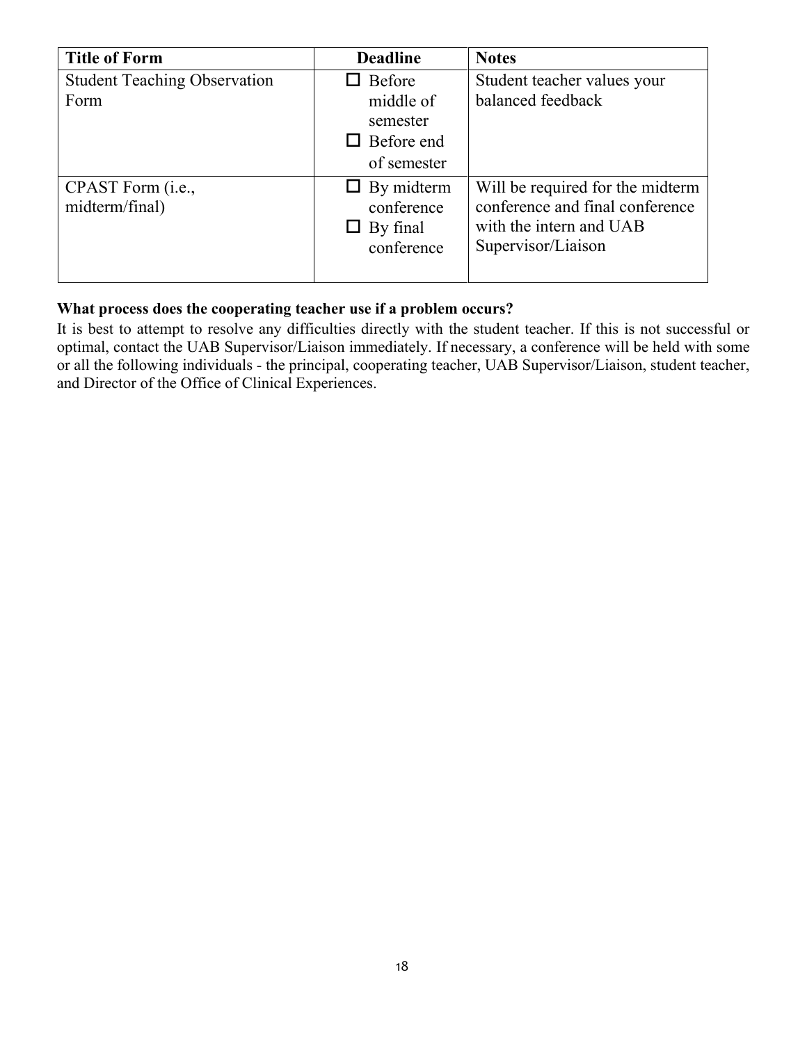| Title of Form | Deadline | Notes |
|---|---|---|
| Student Teaching Observation Form | ☐ Before middle of semester<br>☐ Before end of semester | Student teacher values your balanced feedback |
| CPAST Form (i.e., midterm/final) | ☐ By midterm conference<br>☐ By final conference | Will be required for the midterm conference and final conference with the intern and UAB Supervisor/Liaison |

**What process does the cooperating teacher use if a problem occurs?**

It is best to attempt to resolve any difficulties directly with the student teacher. If this is not successful or optimal, contact the UAB Supervisor/Liaison immediately. If necessary, a conference will be held with some or all the following individuals - the principal, cooperating teacher, UAB Supervisor/Liaison, student teacher, and Director of the Office of Clinical Experiences.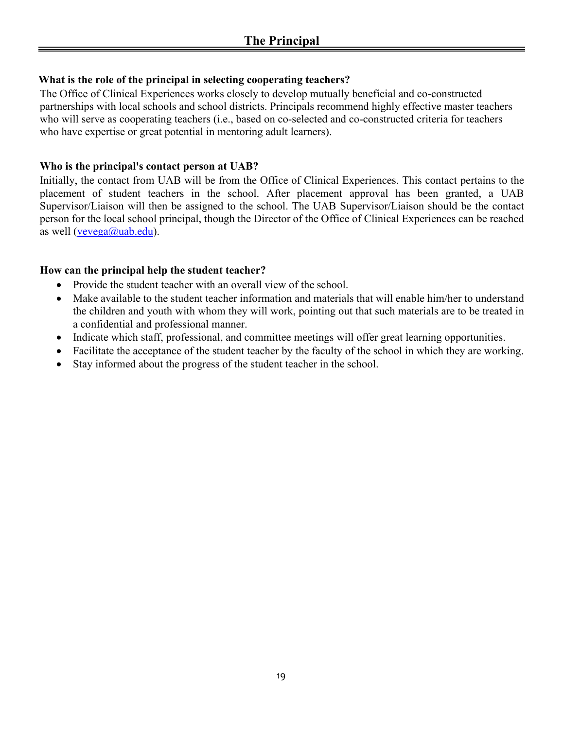# The Principal

**What is the role of the principal in selecting cooperating teachers?**

The Office of Clinical Experiences works closely to develop mutually beneficial and co-constructed partnerships with local schools and school districts. Principals recommend highly effective master teachers who will serve as cooperating teachers (i.e., based on co-selected and co-constructed criteria for teachers who have expertise or great potential in mentoring adult learners).

**Who is the principal's contact person at UAB?**

Initially, the contact from UAB will be from the Office of Clinical Experiences. This contact pertains to the placement of student teachers in the school. After placement approval has been granted, a UAB Supervisor/Liaison will then be assigned to the school. The UAB Supervisor/Liaison should be the contact person for the local school principal, though the Director of the Office of Clinical Experiences can be reached as well (vevega@uab.edu).

**How can the principal help the student teacher?**

- Provide the student teacher with an overall view of the school.
- Make available to the student teacher information and materials that will enable him/her to understand the children and youth with whom they will work, pointing out that such materials are to be treated in a confidential and professional manner.
- Indicate which staff, professional, and committee meetings will offer great learning opportunities.
- Facilitate the acceptance of the student teacher by the faculty of the school in which they are working.
- Stay informed about the progress of the student teacher in the school.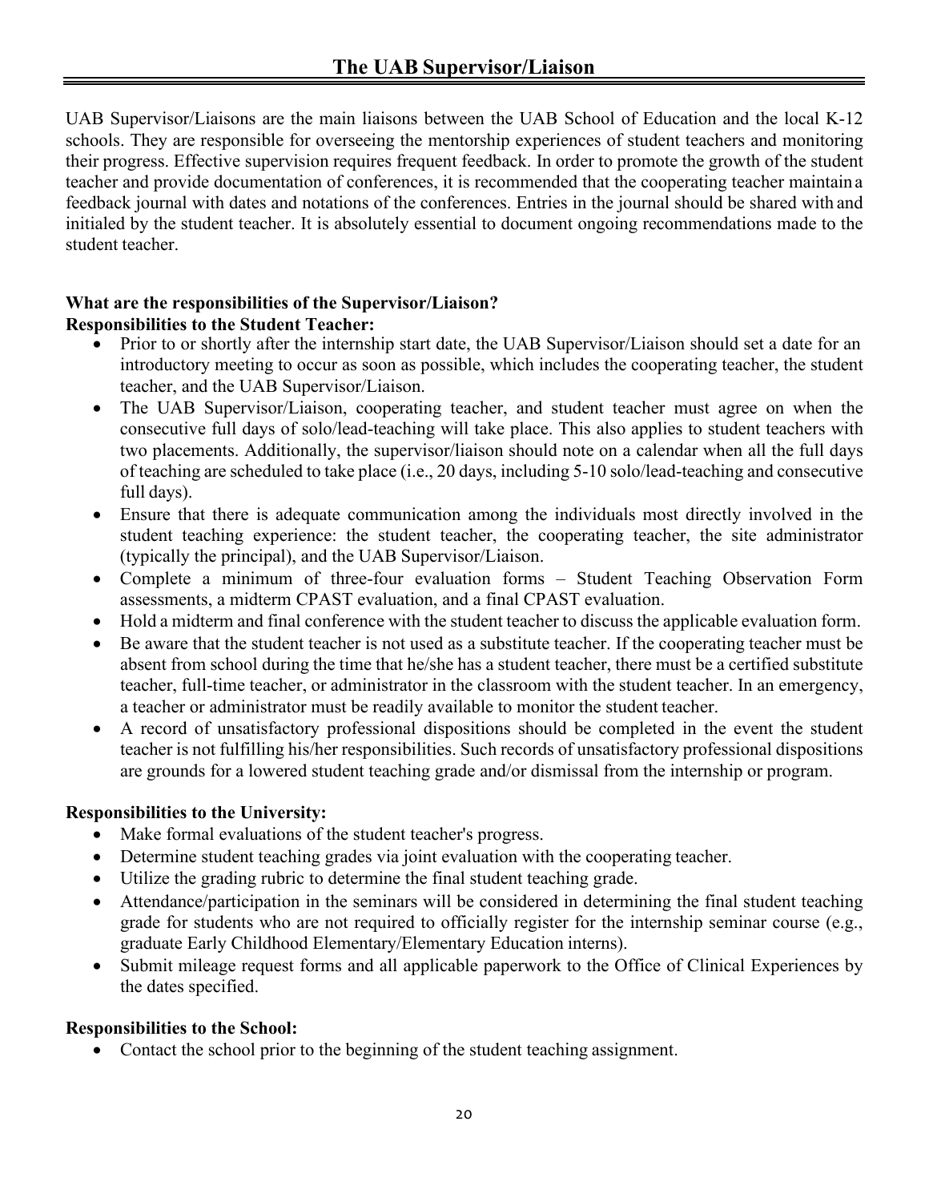# The UAB Supervisor/Liaison

UAB Supervisor/Liaisons are the main liaisons between the UAB School of Education and the local K-12 schools. They are responsible for overseeing the mentorship experiences of student teachers and monitoring their progress. Effective supervision requires frequent feedback. In order to promote the growth of the student teacher and provide documentation of conferences, it is recommended that the cooperating teacher maintain a feedback journal with dates and notations of the conferences. Entries in the journal should be shared with and initialed by the student teacher. It is absolutely essential to document ongoing recommendations made to the student teacher.

**What are the responsibilities of the Supervisor/Liaison?**
**Responsibilities to the Student Teacher:**

- Prior to or shortly after the internship start date, the UAB Supervisor/Liaison should set a date for an introductory meeting to occur as soon as possible, which includes the cooperating teacher, the student teacher, and the UAB Supervisor/Liaison.
- The UAB Supervisor/Liaison, cooperating teacher, and student teacher must agree on when the consecutive full days of solo/lead-teaching will take place. This also applies to student teachers with two placements. Additionally, the supervisor/liaison should note on a calendar when all the full days of teaching are scheduled to take place (i.e., 20 days, including 5-10 solo/lead-teaching and consecutive full days).
- Ensure that there is adequate communication among the individuals most directly involved in the student teaching experience: the student teacher, the cooperating teacher, the site administrator (typically the principal), and the UAB Supervisor/Liaison.
- Complete a minimum of three-four evaluation forms – Student Teaching Observation Form assessments, a midterm CPAST evaluation, and a final CPAST evaluation.
- Hold a midterm and final conference with the student teacher to discuss the applicable evaluation form.
- Be aware that the student teacher is not used as a substitute teacher. If the cooperating teacher must be absent from school during the time that he/she has a student teacher, there must be a certified substitute teacher, full-time teacher, or administrator in the classroom with the student teacher. In an emergency, a teacher or administrator must be readily available to monitor the student teacher.
- A record of unsatisfactory professional dispositions should be completed in the event the student teacher is not fulfilling his/her responsibilities. Such records of unsatisfactory professional dispositions are grounds for a lowered student teaching grade and/or dismissal from the internship or program.

**Responsibilities to the University:**

- Make formal evaluations of the student teacher's progress.
- Determine student teaching grades via joint evaluation with the cooperating teacher.
- Utilize the grading rubric to determine the final student teaching grade.
- Attendance/participation in the seminars will be considered in determining the final student teaching grade for students who are not required to officially register for the internship seminar course (e.g., graduate Early Childhood Elementary/Elementary Education interns).
- Submit mileage request forms and all applicable paperwork to the Office of Clinical Experiences by the dates specified.

**Responsibilities to the School:**

- Contact the school prior to the beginning of the student teaching assignment.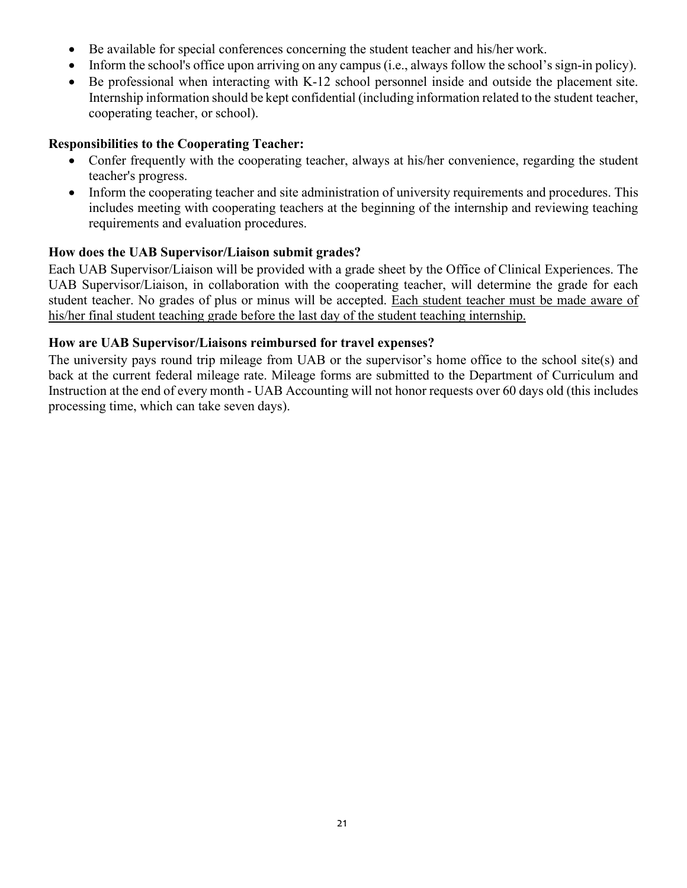- Be available for special conferences concerning the student teacher and his/her work.
- Inform the school's office upon arriving on any campus (i.e., always follow the school's sign-in policy).
- Be professional when interacting with K-12 school personnel inside and outside the placement site. Internship information should be kept confidential (including information related to the student teacher, cooperating teacher, or school).

**Responsibilities to the Cooperating Teacher:**

- Confer frequently with the cooperating teacher, always at his/her convenience, regarding the student teacher's progress.
- Inform the cooperating teacher and site administration of university requirements and procedures. This includes meeting with cooperating teachers at the beginning of the internship and reviewing teaching requirements and evaluation procedures.

**How does the UAB Supervisor/Liaison submit grades?**

Each UAB Supervisor/Liaison will be provided with a grade sheet by the Office of Clinical Experiences. The UAB Supervisor/Liaison, in collaboration with the cooperating teacher, will determine the grade for each student teacher. No grades of plus or minus will be accepted. <u>Each student teacher must be made aware of his/her final student teaching grade before the last day of the student teaching internship.</u>

**How are UAB Supervisor/Liaisons reimbursed for travel expenses?**

The university pays round trip mileage from UAB or the supervisor's home office to the school site(s) and back at the current federal mileage rate. Mileage forms are submitted to the Department of Curriculum and Instruction at the end of every month - UAB Accounting will not honor requests over 60 days old (this includes processing time, which can take seven days).